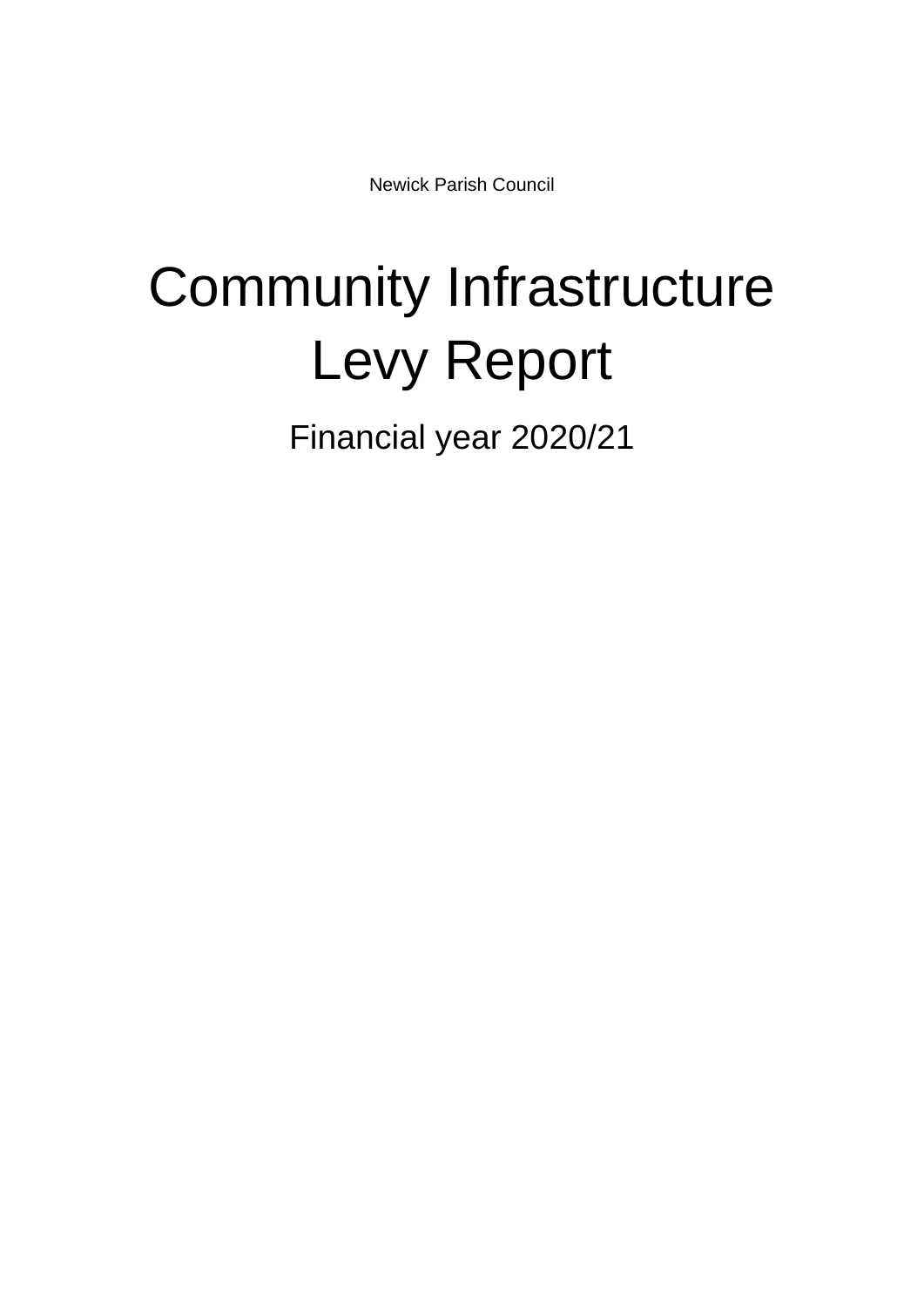Newick Parish Council

# Community Infrastructure Levy Report

## Financial year 2020/21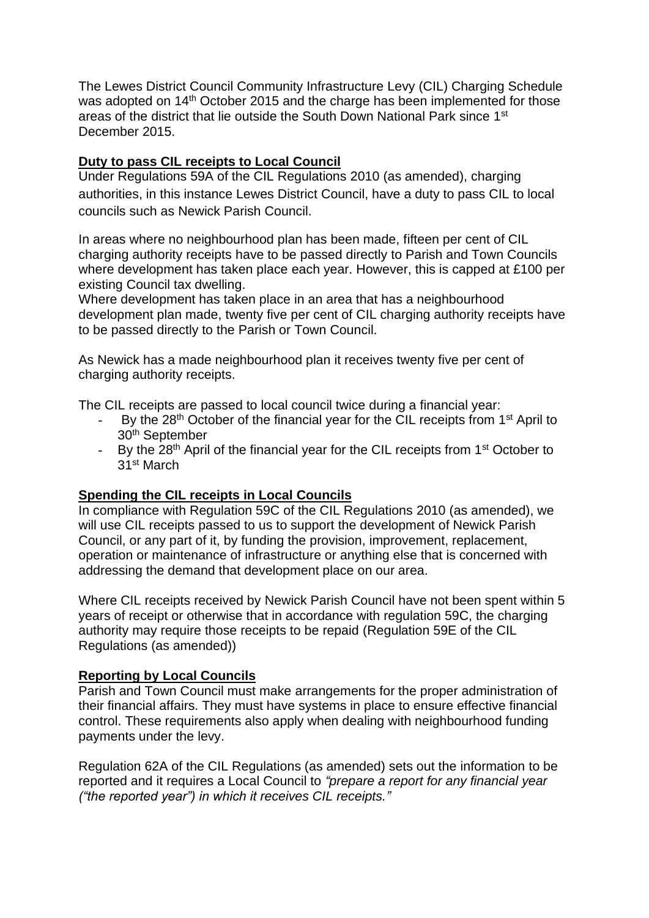The Lewes District Council Community Infrastructure Levy (CIL) Charging Schedule was adopted on 14th October 2015 and the charge has been implemented for those areas of the district that lie outside the South Down National Park since 1st December 2015.

## **Duty to pass CIL receipts to Local Council**

Under Regulations 59A of the CIL Regulations 2010 (as amended), charging authorities, in this instance Lewes District Council, have a duty to pass CIL to local councils such as Newick Parish Council.

In areas where no neighbourhood plan has been made, fifteen per cent of CIL charging authority receipts have to be passed directly to Parish and Town Councils where development has taken place each year. However, this is capped at £100 per existing Council tax dwelling.

Where development has taken place in an area that has a neighbourhood development plan made, twenty five per cent of CIL charging authority receipts have to be passed directly to the Parish or Town Council.

As Newick has a made neighbourhood plan it receives twenty five per cent of charging authority receipts.

The CIL receipts are passed to local council twice during a financial year:

- By the 28th October of the financial year for the CIL receipts from 1st April to 30th September
- By the 28th April of the financial year for the CIL receipts from 1st October to 31st March

## **Spending the CIL receipts in Local Councils**

In compliance with Regulation 59C of the CIL Regulations 2010 (as amended), we will use CIL receipts passed to us to support the development of Newick Parish Council, or any part of it, by funding the provision, improvement, replacement, operation or maintenance of infrastructure or anything else that is concerned with addressing the demand that development place on our area.

Where CIL receipts received by Newick Parish Council have not been spent within 5 years of receipt or otherwise that in accordance with regulation 59C, the charging authority may require those receipts to be repaid (Regulation 59E of the CIL Regulations (as amended))

## **Reporting by Local Councils**

Parish and Town Council must make arrangements for the proper administration of their financial affairs. They must have systems in place to ensure effective financial control. These requirements also apply when dealing with neighbourhood funding payments under the levy.

Regulation 62A of the CIL Regulations (as amended) sets out the information to be reported and it requires a Local Council to *"prepare a report for any financial year ("the reported year") in which it receives CIL receipts."*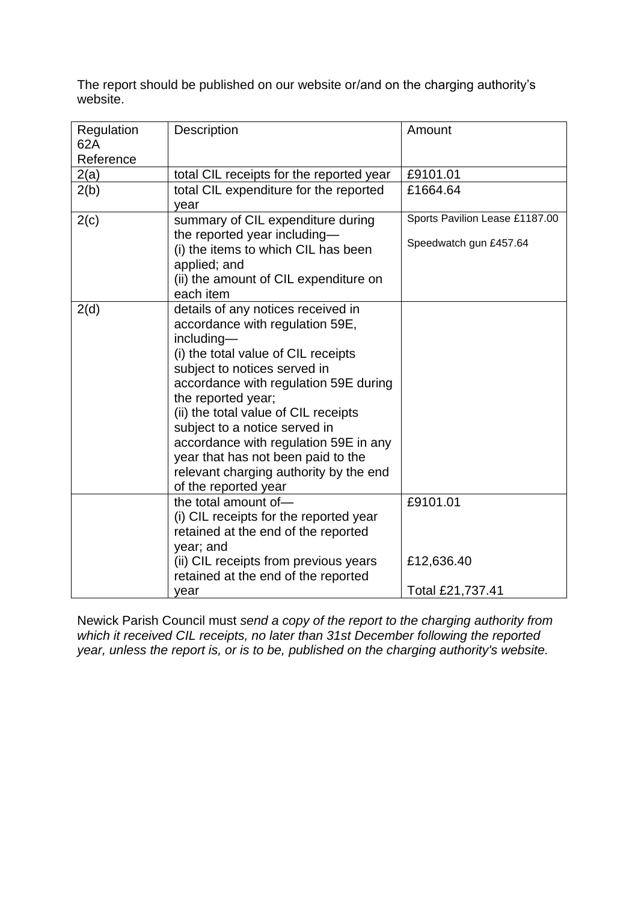The report should be published on our website or/and on the charging authority's website.

| Regulation 62A Reference | Description | Amount |
|---|---|---|
| 2(a) | total CIL receipts for the reported year | £9101.01 |
| 2(b) | total CIL expenditure for the reported year | £1664.64 |
| 2(c) | summary of CIL expenditure during the reported year including—<br>(i) the items to which CIL has been applied; and<br>(ii) the amount of CIL expenditure on each item | Sports Pavilion Lease £1187.00<br><br>Speedwatch gun £457.64 |
| 2(d) | details of any notices received in accordance with regulation 59E, including—<br>(i) the total value of CIL receipts subject to notices served in accordance with regulation 59E during the reported year;<br>(ii) the total value of CIL receipts subject to a notice served in accordance with regulation 59E in any year that has not been paid to the relevant charging authority by the end of the reported year | |
| | the total amount of—<br>(i) CIL receipts for the reported year retained at the end of the reported year; and<br>(ii) CIL receipts from previous years retained at the end of the reported year | £9101.01<br><br>£12,636.40<br><br>Total £21,737.41 |

Newick Parish Council must *send a copy of the report to the charging authority from which it received CIL receipts, no later than 31st December following the reported year, unless the report is, or is to be, published on the charging authority's website.*